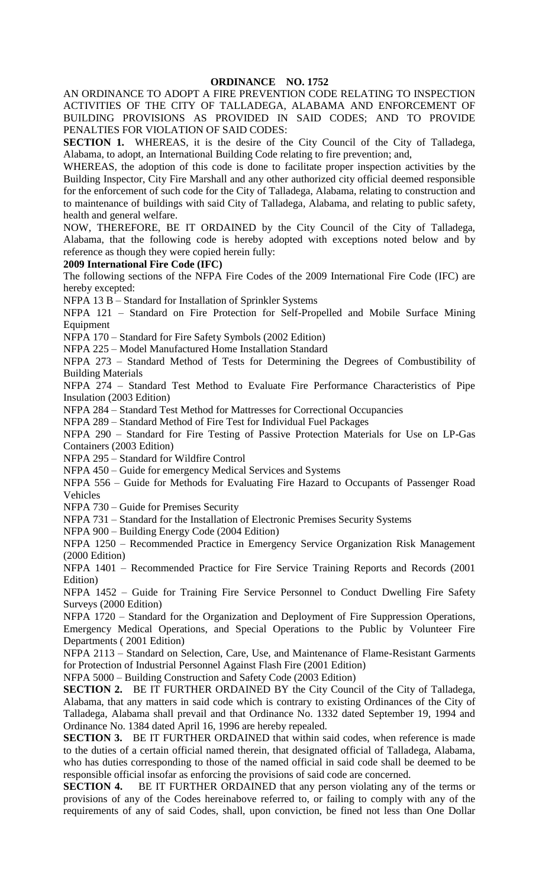# ORDINANCE NO. 1752

AN ORDINANCE TO ADOPT A FIRE PREVENTION CODE RELATING TO INSPECTION ACTIVITIES OF THE CITY OF TALLADEGA, ALABAMA AND ENFORCEMENT OF BUILDING PROVISIONS AS PROVIDED IN SAID CODES; AND TO PROVIDE PENALTIES FOR VIOLATION OF SAID CODES:

**SECTION 1.** WHEREAS, it is the desire of the City Council of the City of Talladega, Alabama, to adopt, an International Building Code relating to fire prevention; and,

WHEREAS, the adoption of this code is done to facilitate proper inspection activities by the Building Inspector, City Fire Marshall and any other authorized city official deemed responsible for the enforcement of such code for the City of Talladega, Alabama, relating to construction and to maintenance of buildings with said City of Talladega, Alabama, and relating to public safety, health and general welfare.

NOW, THEREFORE, BE IT ORDAINED by the City Council of the City of Talladega, Alabama, that the following code is hereby adopted with exceptions noted below and by reference as though they were copied herein fully:

**2009 International Fire Code (IFC)**

The following sections of the NFPA Fire Codes of the 2009 International Fire Code (IFC) are hereby excepted:

NFPA 13 B – Standard for Installation of Sprinkler Systems

NFPA 121 – Standard on Fire Protection for Self-Propelled and Mobile Surface Mining Equipment

NFPA 170 – Standard for Fire Safety Symbols (2002 Edition)

NFPA 225 – Model Manufactured Home Installation Standard

NFPA 273 – Standard Method of Tests for Determining the Degrees of Combustibility of Building Materials

NFPA 274 – Standard Test Method to Evaluate Fire Performance Characteristics of Pipe Insulation (2003 Edition)

NFPA 284 – Standard Test Method for Mattresses for Correctional Occupancies

NFPA 289 – Standard Method of Fire Test for Individual Fuel Packages

NFPA 290 – Standard for Fire Testing of Passive Protection Materials for Use on LP-Gas Containers (2003 Edition)

NFPA 295 – Standard for Wildfire Control

NFPA 450 – Guide for emergency Medical Services and Systems

NFPA 556 – Guide for Methods for Evaluating Fire Hazard to Occupants of Passenger Road Vehicles

NFPA 730 – Guide for Premises Security

NFPA 731 – Standard for the Installation of Electronic Premises Security Systems

NFPA 900 – Building Energy Code (2004 Edition)

NFPA 1250 – Recommended Practice in Emergency Service Organization Risk Management (2000 Edition)

NFPA 1401 – Recommended Practice for Fire Service Training Reports and Records (2001 Edition)

NFPA 1452 – Guide for Training Fire Service Personnel to Conduct Dwelling Fire Safety Surveys (2000 Edition)

NFPA 1720 – Standard for the Organization and Deployment of Fire Suppression Operations, Emergency Medical Operations, and Special Operations to the Public by Volunteer Fire Departments ( 2001 Edition)

NFPA 2113 – Standard on Selection, Care, Use, and Maintenance of Flame-Resistant Garments for Protection of Industrial Personnel Against Flash Fire (2001 Edition)

NFPA 5000 – Building Construction and Safety Code (2003 Edition)

**SECTION 2.** BE IT FURTHER ORDAINED BY the City Council of the City of Talladega, Alabama, that any matters in said code which is contrary to existing Ordinances of the City of Talladega, Alabama shall prevail and that Ordinance No. 1332 dated September 19, 1994 and Ordinance No. 1384 dated April 16, 1996 are hereby repealed.

**SECTION 3.** BE IT FURTHER ORDAINED that within said codes, when reference is made to the duties of a certain official named therein, that designated official of Talladega, Alabama, who has duties corresponding to those of the named official in said code shall be deemed to be responsible official insofar as enforcing the provisions of said code are concerned.

**SECTION 4.** BE IT FURTHER ORDAINED that any person violating any of the terms or provisions of any of the Codes hereinabove referred to, or failing to comply with any of the requirements of any of said Codes, shall, upon conviction, be fined not less than One Dollar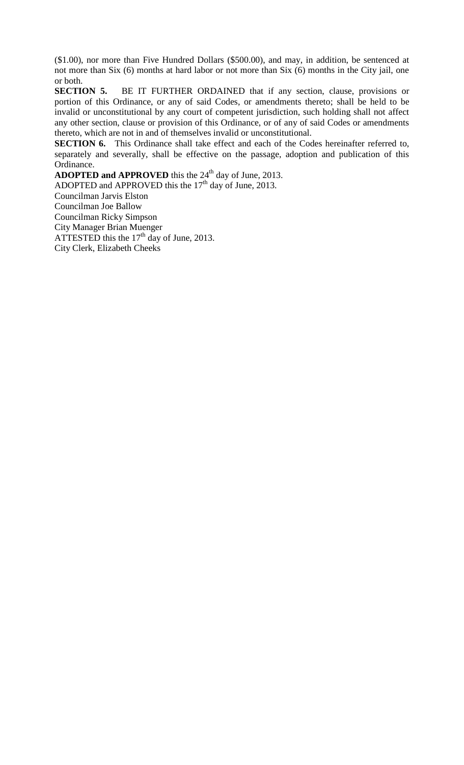($1.00), nor more than Five Hundred Dollars ($500.00), and may, in addition, be sentenced at not more than Six (6) months at hard labor or not more than Six (6) months in the City jail, one or both.

**SECTION 5.** BE IT FURTHER ORDAINED that if any section, clause, provisions or portion of this Ordinance, or any of said Codes, or amendments thereto; shall be held to be invalid or unconstitutional by any court of competent jurisdiction, such holding shall not affect any other section, clause or provision of this Ordinance, or of any of said Codes or amendments thereto, which are not in and of themselves invalid or unconstitutional.

**SECTION 6.** This Ordinance shall take effect and each of the Codes hereinafter referred to, separately and severally, shall be effective on the passage, adoption and publication of this Ordinance.

**ADOPTED and APPROVED** this the 24th day of June, 2013.

ADOPTED and APPROVED this the 17th day of June, 2013.

Councilman Jarvis Elston

Councilman Joe Ballow

Councilman Ricky Simpson

City Manager Brian Muenger

ATTESTED this the 17th day of June, 2013.

City Clerk, Elizabeth Cheeks